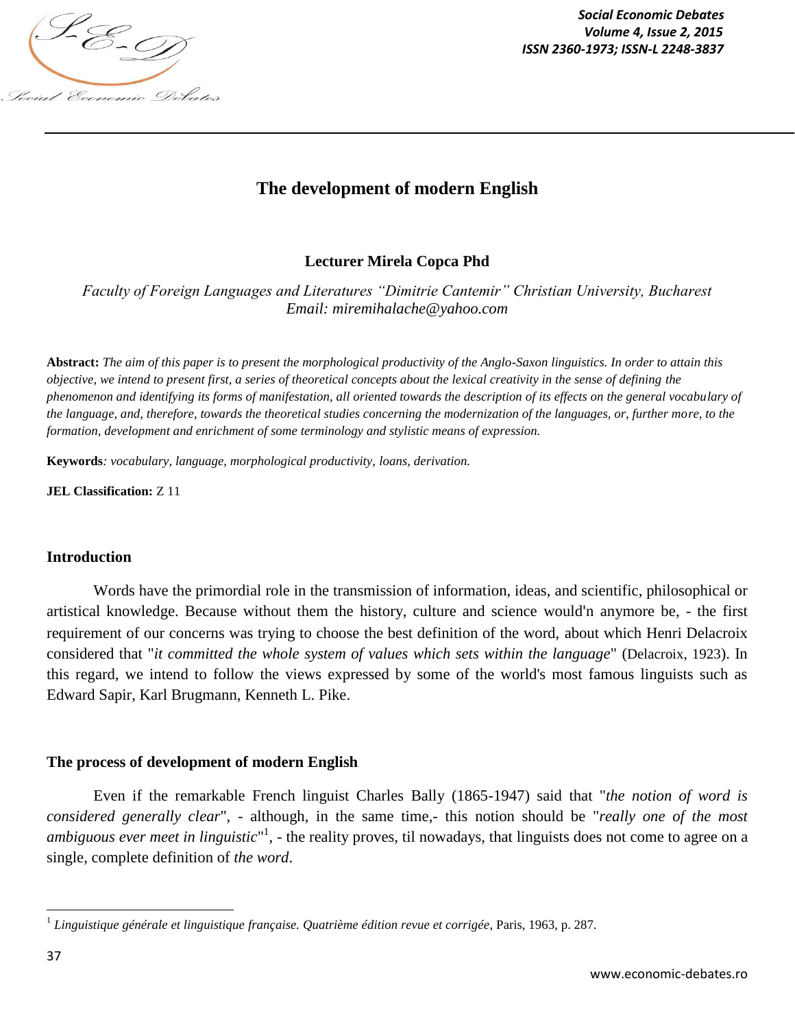# The development of modern English

**Lecturer Mirela Copca Phd**

*Faculty of Foreign Languages and Literatures "Dimitrie Cantemir" Christian University, Bucharest*
*Email: miremihalache@yahoo.com*

**Abstract:** *The aim of this paper is to present the morphological productivity of the Anglo-Saxon linguistics. In order to attain this objective, we intend to present first, a series of theoretical concepts about the lexical creativity in the sense of defining the phenomenon and identifying its forms of manifestation, all oriented towards the description of its effects on the general vocabulary of the language, and, therefore, towards the theoretical studies concerning the modernization of the languages, or, further more, to the formation, development and enrichment of some terminology and stylistic means of expression.*

**Keywords***: vocabulary, language, morphological productivity, loans, derivation.*

**JEL Classification:** Z 11

## Introduction

Words have the primordial role in the transmission of information, ideas, and scientific, philosophical or artistical knowledge. Because without them the history, culture and science would'n anymore be, - the first requirement of our concerns was trying to choose the best definition of the word, about which Henri Delacroix considered that "*it committed the whole system of values which sets within the language*" (Delacroix, 1923). In this regard, we intend to follow the views expressed by some of the world's most famous linguists such as Edward Sapir, Karl Brugmann, Kenneth L. Pike.

## The process of development of modern English

Even if the remarkable French linguist Charles Bally (1865-1947) said that "*the notion of word is considered generally clear*", - although, in the same time,- this notion should be "*really one of the most ambiguous ever meet in linguistic*"[1], - the reality proves, til nowadays, that linguists does not come to agree on a single, complete definition of *the word*.

---

[1] *Linguistique générale et linguistique française. Quatrième édition revue et corrigée*, Paris, 1963, p. 287.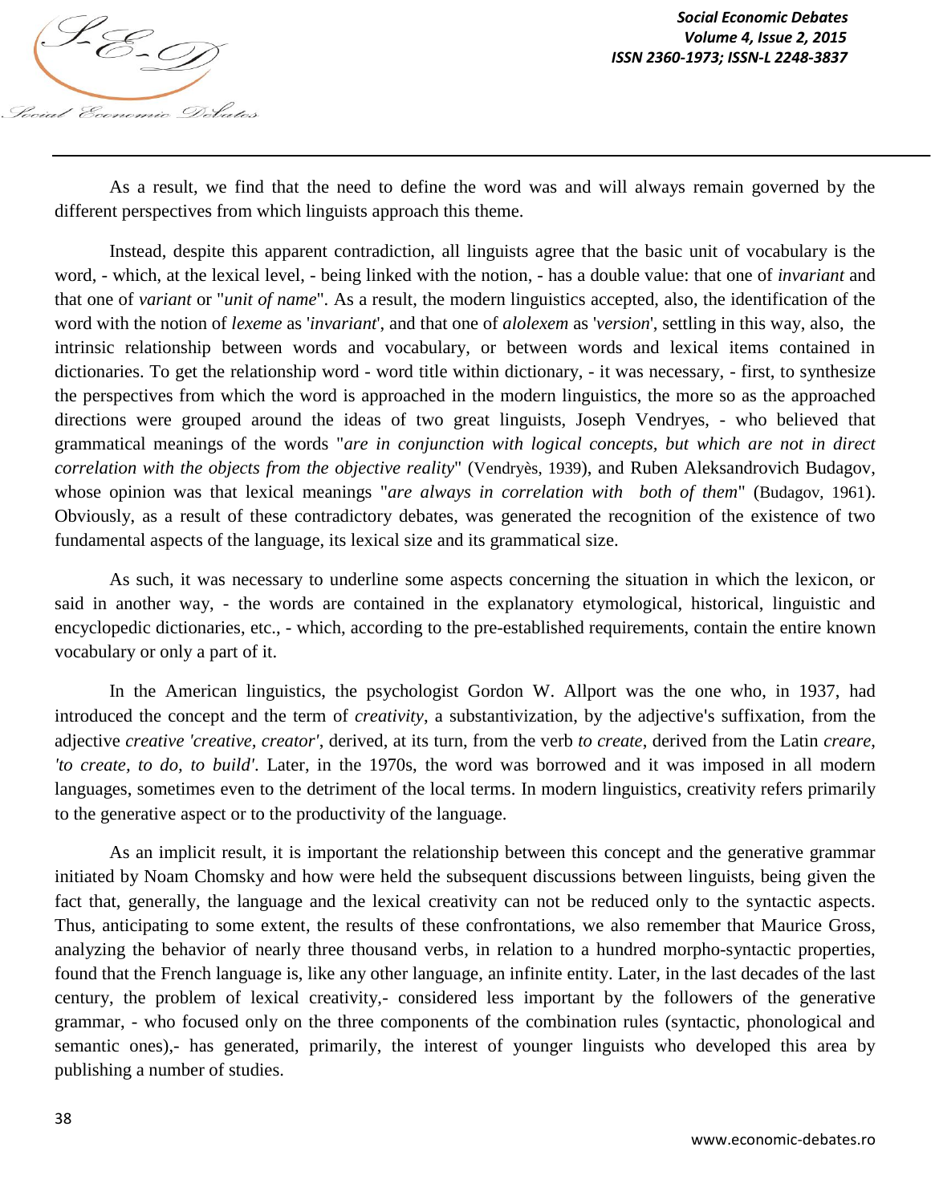As a result, we find that the need to define the word was and will always remain governed by the different perspectives from which linguists approach this theme.

Instead, despite this apparent contradiction, all linguists agree that the basic unit of vocabulary is the word, - which, at the lexical level, - being linked with the notion, - has a double value: that one of *invariant* and that one of *variant* or "*unit of name*". As a result, the modern linguistics accepted, also, the identification of the word with the notion of *lexeme* as '*invariant*', and that one of *alolexem* as '*version*', settling in this way, also, the intrinsic relationship between words and vocabulary, or between words and lexical items contained in dictionaries. To get the relationship word - word title within dictionary, - it was necessary, - first, to synthesize the perspectives from which the word is approached in the modern linguistics, the more so as the approached directions were grouped around the ideas of two great linguists, Joseph Vendryes, - who believed that grammatical meanings of the words "*are in conjunction with logical concepts, but which are not in direct correlation with the objects from the objective reality*" (Vendryès, 1939), and Ruben Aleksandrovich Budagov, whose opinion was that lexical meanings "*are always in correlation with both of them*" (Budagov, 1961). Obviously, as a result of these contradictory debates, was generated the recognition of the existence of two fundamental aspects of the language, its lexical size and its grammatical size.

As such, it was necessary to underline some aspects concerning the situation in which the lexicon, or said in another way, - the words are contained in the explanatory etymological, historical, linguistic and encyclopedic dictionaries, etc., - which, according to the pre-established requirements, contain the entire known vocabulary or only a part of it.

In the American linguistics, the psychologist Gordon W. Allport was the one who, in 1937, had introduced the concept and the term of *creativity*, a substantivization, by the adjective's suffixation, from the adjective *creative 'creative, creator'*, derived, at its turn, from the verb *to create*, derived from the Latin *creare*, *'to create, to do, to build'*. Later, in the 1970s, the word was borrowed and it was imposed in all modern languages, sometimes even to the detriment of the local terms. In modern linguistics, creativity refers primarily to the generative aspect or to the productivity of the language.

As an implicit result, it is important the relationship between this concept and the generative grammar initiated by Noam Chomsky and how were held the subsequent discussions between linguists, being given the fact that, generally, the language and the lexical creativity can not be reduced only to the syntactic aspects. Thus, anticipating to some extent, the results of these confrontations, we also remember that Maurice Gross, analyzing the behavior of nearly three thousand verbs, in relation to a hundred morpho-syntactic properties, found that the French language is, like any other language, an infinite entity. Later, in the last decades of the last century, the problem of lexical creativity,- considered less important by the followers of the generative grammar, - who focused only on the three components of the combination rules (syntactic, phonological and semantic ones),- has generated, primarily, the interest of younger linguists who developed this area by publishing a number of studies.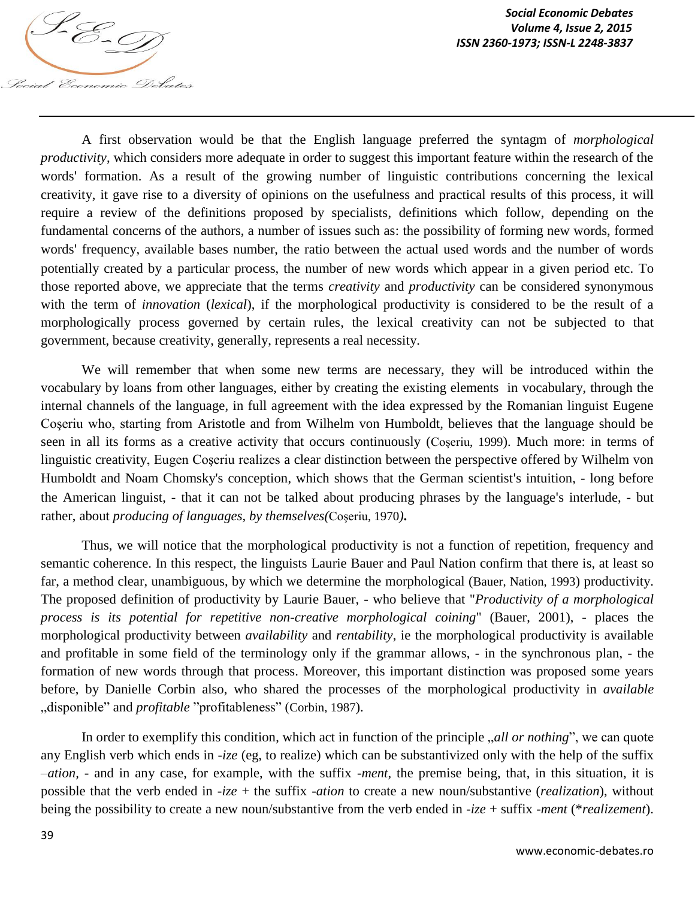A first observation would be that the English language preferred the syntagm of *morphological productivity*, which considers more adequate in order to suggest this important feature within the research of the words' formation. As a result of the growing number of linguistic contributions concerning the lexical creativity, it gave rise to a diversity of opinions on the usefulness and practical results of this process, it will require a review of the definitions proposed by specialists, definitions which follow, depending on the fundamental concerns of the authors, a number of issues such as: the possibility of forming new words, formed words' frequency, available bases number, the ratio between the actual used words and the number of words potentially created by a particular process, the number of new words which appear in a given period etc. To those reported above, we appreciate that the terms *creativity* and *productivity* can be considered synonymous with the term of *innovation* (*lexical*), if the morphological productivity is considered to be the result of a morphologically process governed by certain rules, the lexical creativity can not be subjected to that government, because creativity, generally, represents a real necessity.

We will remember that when some new terms are necessary, they will be introduced within the vocabulary by loans from other languages, either by creating the existing elements in vocabulary, through the internal channels of the language, in full agreement with the idea expressed by the Romanian linguist Eugene Coşeriu who, starting from Aristotle and from Wilhelm von Humboldt, believes that the language should be seen in all its forms as a creative activity that occurs continuously (Coşeriu, 1999). Much more: in terms of linguistic creativity, Eugen Coşeriu realizes a clear distinction between the perspective offered by Wilhelm von Humboldt and Noam Chomsky's conception, which shows that the German scientist's intuition, - long before the American linguist, - that it can not be talked about producing phrases by the language's interlude, - but rather, about *producing of languages, by themselves(*Coşeriu, 1970*)***.**

Thus, we will notice that the morphological productivity is not a function of repetition, frequency and semantic coherence. In this respect, the linguists Laurie Bauer and Paul Nation confirm that there is, at least so far, a method clear, unambiguous, by which we determine the morphological (Bauer, Nation, 1993) productivity. The proposed definition of productivity by Laurie Bauer, - who believe that "*Productivity of a morphological process is its potential for repetitive non-creative morphological coining*" (Bauer, 2001), - places the morphological productivity between *availability* and *rentability*, ie the morphological productivity is available and profitable in some field of the terminology only if the grammar allows, - in the synchronous plan, - the formation of new words through that process. Moreover, this important distinction was proposed some years before, by Danielle Corbin also, who shared the processes of the morphological productivity in *available* „disponible" and *profitable* "profitableness" (Corbin, 1987).

In order to exemplify this condition, which act in function of the principle „*all or nothing*", we can quote any English verb which ends in *-ize* (eg, to realize) which can be substantivized only with the help of the suffix *–ation*, - and in any case, for example, with the suffix *-ment*, the premise being, that, in this situation, it is possible that the verb ended in *-ize* + the suffix *-ation* to create a new noun/substantive (*realization*), without being the possibility to create a new noun/substantive from the verb ended in *-ize* + suffix *-ment* (*\*realizement*).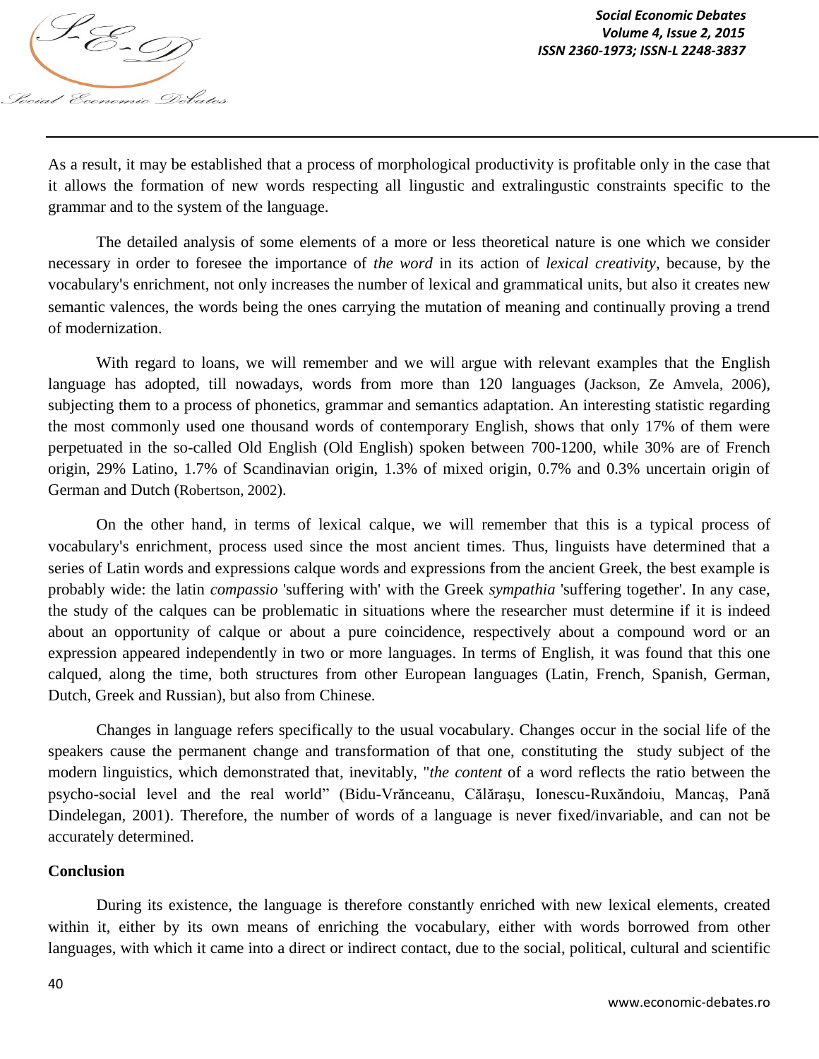As a result, it may be established that a process of morphological productivity is profitable only in the case that it allows the formation of new words respecting all lingustic and extralingustic constraints specific to the grammar and to the system of the language.

The detailed analysis of some elements of a more or less theoretical nature is one which we consider necessary in order to foresee the importance of *the word* in its action of *lexical creativity*, because, by the vocabulary's enrichment, not only increases the number of lexical and grammatical units, but also it creates new semantic valences, the words being the ones carrying the mutation of meaning and continually proving a trend of modernization.

With regard to loans, we will remember and we will argue with relevant examples that the English language has adopted, till nowadays, words from more than 120 languages (Jackson, Ze Amvela, 2006), subjecting them to a process of phonetics, grammar and semantics adaptation. An interesting statistic regarding the most commonly used one thousand words of contemporary English, shows that only 17% of them were perpetuated in the so-called Old English (Old English) spoken between 700-1200, while 30% are of French origin, 29% Latino, 1.7% of Scandinavian origin, 1.3% of mixed origin, 0.7% and 0.3% uncertain origin of German and Dutch (Robertson, 2002).

On the other hand, in terms of lexical calque, we will remember that this is a typical process of vocabulary's enrichment, process used since the most ancient times. Thus, linguists have determined that a series of Latin words and expressions calque words and expressions from the ancient Greek, the best example is probably wide: the latin *compassio* 'suffering with' with the Greek *sympathia* 'suffering together'. In any case, the study of the calques can be problematic in situations where the researcher must determine if it is indeed about an opportunity of calque or about a pure coincidence, respectively about a compound word or an expression appeared independently in two or more languages. In terms of English, it was found that this one calqued, along the time, both structures from other European languages (Latin, French, Spanish, German, Dutch, Greek and Russian), but also from Chinese.

Changes in language refers specifically to the usual vocabulary. Changes occur in the social life of the speakers cause the permanent change and transformation of that one, constituting the study subject of the modern linguistics, which demonstrated that, inevitably, "*the content* of a word reflects the ratio between the psycho-social level and the real world" (Bidu-Vrănceanu, Călăraşu, Ionescu-Ruxăndoiu, Mancaş, Pană Dindelegan, 2001). Therefore, the number of words of a language is never fixed/invariable, and can not be accurately determined.

**Conclusion**

During its existence, the language is therefore constantly enriched with new lexical elements, created within it, either by its own means of enriching the vocabulary, either with words borrowed from other languages, with which it came into a direct or indirect contact, due to the social, political, cultural and scientific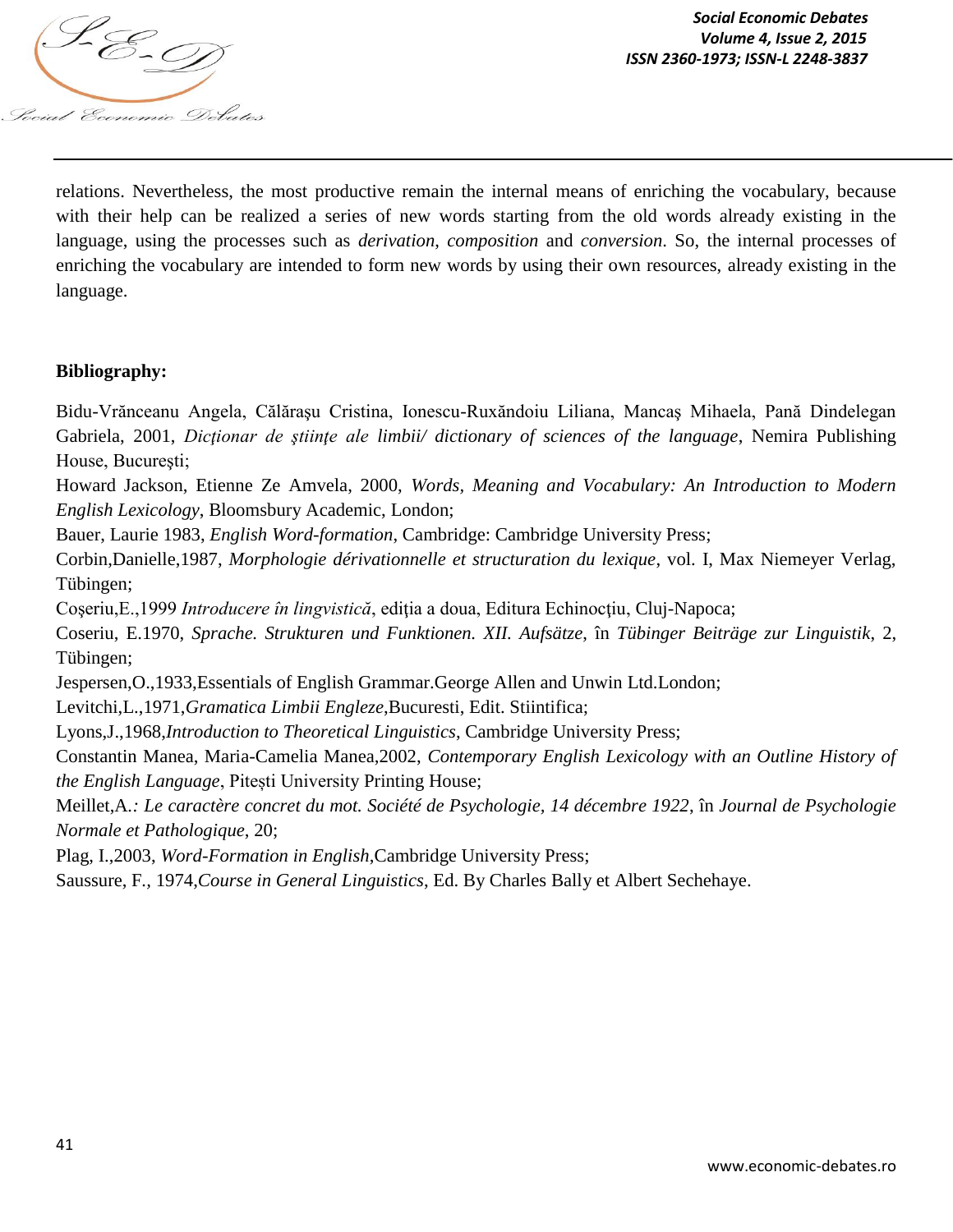relations. Nevertheless, the most productive remain the internal means of enriching the vocabulary, because with their help can be realized a series of new words starting from the old words already existing in the language, using the processes such as *derivation*, *composition* and *conversion*. So, the internal processes of enriching the vocabulary are intended to form new words by using their own resources, already existing in the language.

**Bibliography:**

Bidu-Vrănceanu Angela, Călăraşu Cristina, Ionescu-Ruxăndoiu Liliana, Mancaş Mihaela, Pană Dindelegan Gabriela, 2001, *Dicţionar de ştiinţe ale limbii/ dictionary of sciences of the language*, Nemira Publishing House, Bucureşti;

Howard Jackson, Etienne Ze Amvela, 2000, *Words, Meaning and Vocabulary: An Introduction to Modern English Lexicology*, Bloomsbury Academic, London;

Bauer, Laurie 1983, *English Word-formation*, Cambridge: Cambridge University Press;

Corbin,Danielle,1987, *Morphologie dérivationnelle et structuration du lexique*, vol. I, Max Niemeyer Verlag, Tübingen;

Coşeriu,E.,1999 *Introducere în lingvistică*, ediţia a doua, Editura Echinocţiu, Cluj-Napoca;

Coseriu, E.1970, *Sprache. Strukturen und Funktionen. XII. Aufsätze*, în *Tübinger Beiträge zur Linguistik*, 2, Tübingen;

Jespersen,O.,1933,Essentials of English Grammar.George Allen and Unwin Ltd.London;

Levitchi,L.,1971,*Gramatica Limbii Engleze*,Bucuresti, Edit. Stiintifica;

Lyons,J.,1968,*Introduction to Theoretical Linguistics*, Cambridge University Press;

Constantin Manea, Maria-Camelia Manea,2002, *Contemporary English Lexicology with an Outline History of the English Language*, Piteşti University Printing House;

Meillet,A.: *Le caractère concret du mot. Société de Psychologie, 14 décembre 1922*, în *Journal de Psychologie Normale et Pathologique*, 20;

Plag, I.,2003, *Word-Formation in English*,Cambridge University Press;

Saussure, F., 1974,*Course in General Linguistics*, Ed. By Charles Bally et Albert Sechehaye.